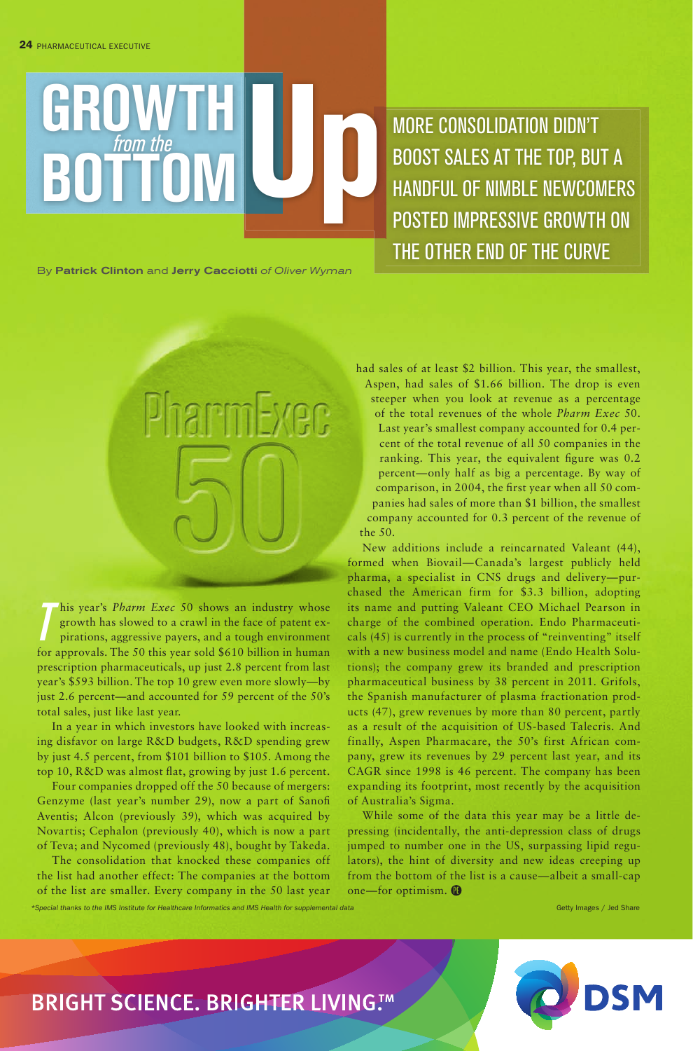# GROWTH *from the* BOTTOM Up

## MORE CONSOLIDATION DIDN'T BOOST SALES AT THE TOP, BUT A HANDFUL OF NIMBLE NEWCOMERS POSTED IMPRESSIVE GROWTH ON THE OTHER END OF THE CURVE

By **Patrick Clinton** and **Jerry Cacciotti** *of Oliver Wyman*

This year's *Pharm Exec* 50 shows an industry whose growth has slowed to a crawl in the face of patent expirations, aggressive payers, and a tough environment for approvals. The 50 this year sold $610 billion in human prescription pharmaceuticals, up just 2.8 percent from last year's $593 billion. The top 10 grew even more slowly—by just 2.6 percent—and accounted for 59 percent of the 50's total sales, just like last year.

In a year in which investors have looked with increasing disfavor on large R&D budgets, R&D spending grew by just 4.5 percent, from $101 billion to $105. Among the top 10, R&D was almost flat, growing by just 1.6 percent.

Four companies dropped off the 50 because of mergers: Genzyme (last year's number 29), now a part of Sanofi Aventis; Alcon (previously 39), which was acquired by Novartis; Cephalon (previously 40), which is now a part of Teva; and Nycomed (previously 48), bought by Takeda.

The consolidation that knocked these companies off the list had another effect: The companies at the bottom of the list are smaller. Every company in the 50 last year had sales of at least $2 billion. This year, the smallest, Aspen, had sales of $1.66 billion. The drop is even steeper when you look at revenue as a percentage of the total revenues of the whole *Pharm Exec* 50. Last year's smallest company accounted for 0.4 percent of the total revenue of all 50 companies in the ranking. This year, the equivalent figure was 0.2 percent—only half as big a percentage. By way of comparison, in 2004, the first year when all 50 companies had sales of more than $1 billion, the smallest company accounted for 0.3 percent of the revenue of the 50.

New additions include a reincarnated Valeant (44), formed when Biovail—Canada's largest publicly held pharma, a specialist in CNS drugs and delivery—purchased the American firm for $3.3 billion, adopting its name and putting Valeant CEO Michael Pearson in charge of the combined operation. Endo Pharmaceuticals (45) is currently in the process of "reinventing" itself with a new business model and name (Endo Health Solutions); the company grew its branded and prescription pharmaceutical business by 38 percent in 2011. Grifols, the Spanish manufacturer of plasma fractionation products (47), grew revenues by more than 80 percent, partly as a result of the acquisition of US-based Talecris. And finally, Aspen Pharmacare, the 50's first African company, grew its revenues by 29 percent last year, and its CAGR since 1998 is 46 percent. The company has been expanding its footprint, most recently by the acquisition of Australia's Sigma.

While some of the data this year may be a little depressing (incidentally, the anti-depression class of drugs jumped to number one in the US, surpassing lipid regulators), the hint of diversity and new ideas creeping up from the bottom of the list is a cause—albeit a small-cap one—for optimism.

*\*Special thanks to the IMS Institute for Healthcare Informatics and IMS Health for supplemental data*

Getty Images / Jed Share

BRIGHT SCIENCE. BRIGHTER LIVING.™ DSM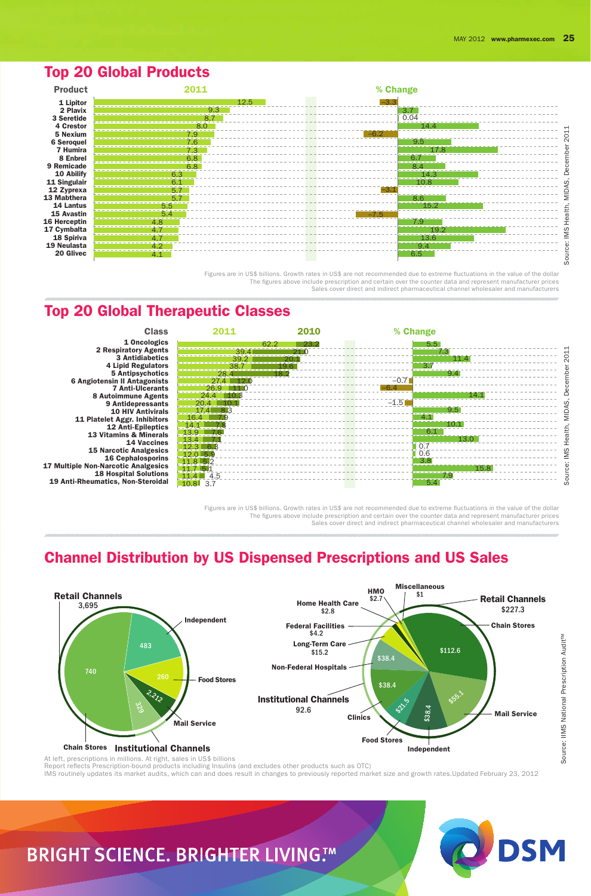## Top 20 Global Products

| Product | 2011 | % Change |
|---|---|---|
| 1 Lipitor | 12.5 | −3.3 |
| 2 Plavix | 9.3 | 3.7 |
| 3 Seretide | 8.7 | 0.04 |
| 4 Crestor | 8.0 | 14.4 |
| 5 Nexium | 7.9 | −6.2 |
| 6 Seroquel | 7.6 | 9.5 |
| 7 Humira | 7.3 | 17.8 |
| 8 Enbrel | 6.8 | 6.7 |
| 9 Remicade | 6.8 | 8.4 |
| 10 Abilify | 6.3 | 14.3 |
| 11 Singulair | 6.1 | 10.8 |
| 12 Zyprexa | 5.7 | −3.1 |
| 13 Mabthera | 5.7 | 8.6 |
| 14 Lantus | 5.5 | 15.2 |
| 15 Avastin | 5.4 | −7.5 |
| 16 Herceptin | 4.8 | 7.9 |
| 17 Cymbalta | 4.7 | 19.2 |
| 18 Spiriva | 4.7 | 13.6 |
| 19 Neulasta | 4.2 | 9.4 |
| 20 Glivec | 4.1 | 6.5 |

Source: IMS Health, MIDAS, December 2011

Figures are in US$ billions. Growth rates in US$ are not recommended due to extreme fluctuations in the value of the dollar
The figures above include prescription and certain over the counter data and represent manufacturer prices
Sales cover direct and indirect pharmaceutical channel wholesaler and manufacturers

## Top 20 Global Therapeutic Classes

| Class | 2011 | 2010 | % Change |
|---|---|---|---|
| 1 Oncologics | 62.2 | 23.2 | 5.5 |
| 2 Respiratory Agents | 39.4 | 21.0 | 7.3 |
| 3 Antidiabetics | 39.2 | 20.1 | 11.4 |
| 4 Lipid Regulators | 38.7 | 19.6 | 3.7 |
| 5 Antipsychotics | 28.4 | 18.2 | 9.4 |
| 6 Angiotensin II Antagonists | 27.4 | 12.0 | −0.7 |
| 7 Anti-Ulcerants | 26.9 | 11.0 | −6.4 |
| 8 Autoimmune Agents | 24.4 | 10.3 | 14.1 |
| 9 Antidepressants | 20.4 | 10.1 | −1.5 |
| 10 HIV Antivirals | 17.4 | 8.3 | 9.5 |
| 11 Platelet Aggr. Inhibitors | 16.4 | 7.9 | 4.1 |
| 12 Anti-Epileptics | 14.1 | 7.8 | 10.1 |
| 13 Vitamins & Minerals | 13.9 | 7.6 | 6.1 |
| 14 Vaccines | 13.4 | 7.1 | 13.0 |
| 15 Narcotic Analgesics | 12.3 | 6.8 | 0.7 |
| 16 Cephalosporins | 12.0 | 5.9 | 0.6 |
| 17 Multiple Non-Narcotic Analgesics | 11.8 | 5.2 | 3.8 |
| 18 Hospital Solutions | 11.7 | 5.1 | 15.8 |
| 19 Anti-Rheumatics, Non-Steroidal | 11.4 | 4.5 | 7.9 |
| | 10.8 | 3.7 | 5.4 |

Source: IMS Health, MIDAS, December 2011

Figures are in US$ billions. Growth rates in US$ are not recommended due to extreme fluctuations in the value of the dollar
The figures above include prescription and certain over the counter data and represent manufacturer prices
Sales cover direct and indirect pharmaceutical channel wholesaler and manufacturers

## Channel Distribution by US Dispensed Prescriptions and US Sales

**Dispensed Prescriptions (millions)**

| Channel | Prescriptions |
|---|---|
| Retail Channels | 3,695 |
| Chain Stores | 2,212 |
| Independent | 483 |
| Food Stores | 260 |
| Mail Service | 329 |
| Institutional Channels | 740 |

**US Sales (US$ billions)**

| Channel | Sales |
|---|---|
| Retail Channels | $227.3 |
| Chain Stores | $112.6 |
| Mail Service | $55.1 |
| Independent | $38.4 |
| Food Stores | $21.5 |
| Institutional Channels | 92.6 |
| Clinics | $38.4 |
| Non-Federal Hospitals | $38.4 |
| Long-Term Care | $15.2 |
| Federal Facilities | $4.2 |
| Home Health Care | $2.8 |
| HMO | $2.7 |
| Miscellaneous | $1 |

At left, prescriptions in millions. At right, sales in US$ billions
Report reflects Prescription-bound products including Insulins (and excludes other products such as OTC)
IMS routinely updates its market audits, which can and does result in changes to previously reported market size and growth rates.Updated February 23, 2012

Source: IMS National Prescription Audit™

BRIGHT SCIENCE. BRIGHTER LIVING.™

DSM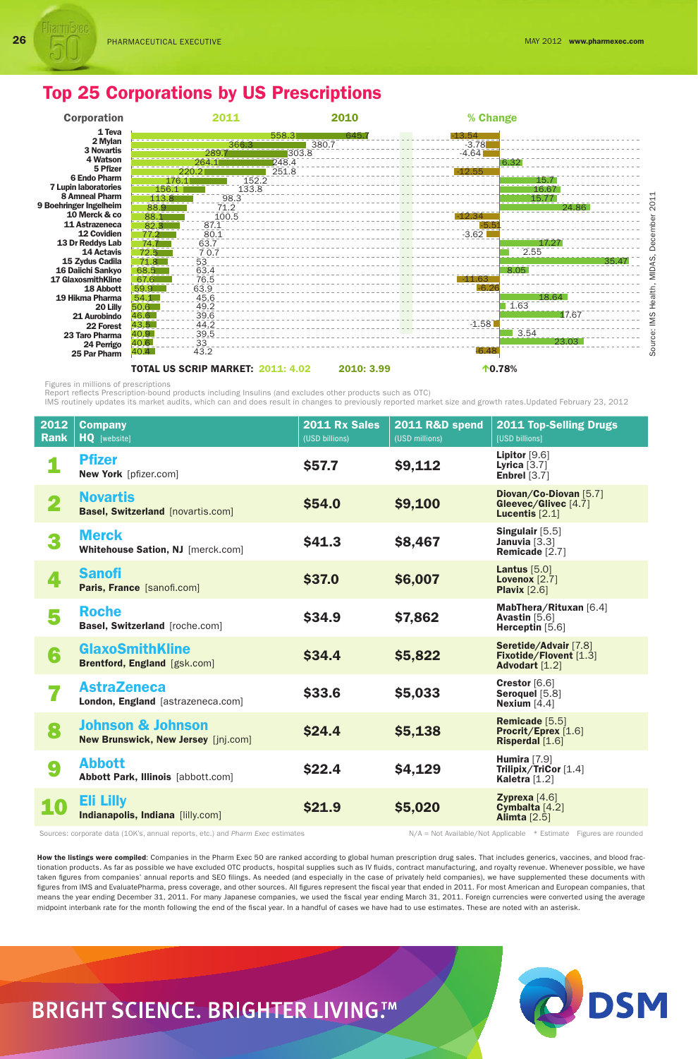## Top 25 Corporations by US Prescriptions

| Corporation | 2011 | 2010 | % Change |
|---|---|---|---|
| 1 Teva | 558.3 | 645.7 | -13.54 |
| 2 Mylan | 366.3 | 380.7 | -3.78 |
| 3 Novartis | 289.7 | 303.8 | -4.64 |
| 4 Watson | 264.1 | 248.4 | 6.32 |
| 5 Pfizer | 220.2 | 251.8 | -12.55 |
| 6 Endo Pharm | 176.1 | 152.2 | 15.7 |
| 7 Lupin laboratories | 156.1 | 133.8 | 16.67 |
| 8 Amneal Pharm | 113.8 | 98.3 | 15.77 |
| 9 Boehringer Ingelheim | 88.9 | 71.2 | 24.86 |
| 10 Merck & co | 88.1 | 100.5 | -12.34 |
| 11 Astrazeneca | 82.3 | 87.1 | -5.51 |
| 12 Covidien | 77.2 | 80.1 | -3.62 |
| 13 Dr Reddys Lab | 74.7 | 63.7 | 17.27 |
| 14 Actavis | 72.5 | 70.7 | 2.55 |
| 15 Zydus Cadila | 71.8 | 53 | 35.47 |
| 16 Daiichi Sankyo | 68.5 | 63.4 | 8.05 |
| 17 GlaxosmithKline | 67.6 | 76.5 | -11.63 |
| 18 Abbott | 59.9 | 63.9 | -6.26 |
| 19 Hikma Pharma | 54.1 | 45.6 | 18.64 |
| 20 Lilly | 50.6 | 49.2 | 1.63 |
| 21 Aurobindo | 46.6 | 39.6 | 17.67 |
| 22 Forest | 43.5 | 44.2 | -1.58 |
| 23 Taro Pharma | 40.9 | 39.5 | 3.54 |
| 24 Perrigo | 40.6 | 33 | 23.03 |
| 25 Par Pharm | 40.4 | 43.2 | -6.48 |

**TOTAL US SCRIP MARKET: 2011: 4.02 2010: 3.99 ↑0.78%**

Source: IMS Health, MIDAS, December 2011

Figures in millions of prescriptions
Report reflects Prescription-bound products including Insulins (and excludes other products such as OTC)
IMS routinely updates its market audits, which can and does result in changes to previously reported market size and growth rates.Updated February 23, 2012

| 2012 Rank | Company HQ [website] | 2011 Rx Sales (USD billions) | 2011 R&D spend (USD millions) | 2011 Top-Selling Drugs [USD billions] |
|---|---|---|---|---|
| 1 | **Pfizer** New York [pfizer.com] | $57.7 | $9,112 | **Lipitor** [9.6] **Lyrica** [3.7] **Enbrel** [3.7] |
| 2 | **Novartis** Basel, Switzerland [novartis.com] | $54.0 | $9,100 | **Diovan/Co-Diovan** [5.7] **Gleevec/Glivec** [4.7] **Lucentis** [2.1] |
| 3 | **Merck** Whitehouse Sation, NJ [merck.com] | $41.3 | $8,467 | **Singulair** [5.5] **Januvia** [3.3] **Remicade** [2.7] |
| 4 | **Sanofi** Paris, France [sanofi.com] | $37.0 | $6,007 | **Lantus** [5.0] **Lovenox** [2.7] **Plavix** [2.6] |
| 5 | **Roche** Basel, Switzerland [roche.com] | $34.9 | $7,862 | **MabThera/Rituxan** [6.4] **Avastin** [5.6] **Herceptin** [5.6] |
| 6 | **GlaxoSmithKline** Brentford, England [gsk.com] | $34.4 | $5,822 | **Seretide/Advair** [7.8] **Fixotide/Flovent** [1.3] **Advodart** [1.2] |
| 7 | **AstraZeneca** London, England [astrazeneca.com] | $33.6 | $5,033 | **Crestor** [6.6] **Seroquel** [5.8] **Nexium** [4.4] |
| 8 | **Johnson & Johnson** New Brunswick, New Jersey [jnj.com] | $24.4 | $5,138 | **Remicade** [5.5] **Procrit/Eprex** [1.6] **Risperdal** [1.6] |
| 9 | **Abbott** Abbott Park, Illinois [abbott.com] | $22.4 | $4,129 | **Humira** [7.9] **Trilipix/TriCor** [1.4] **Kaletra** [1.2] |
| 10 | **Eli Lilly** Indianapolis, Indiana [lilly.com] | $21.9 | $5,020 | **Zyprexa** [4.6] **Cymbalta** [4.2] **Alimta** [2.5] |

Sources: corporate data (10K's, annual reports, etc.) and *Pharm Exec* estimates N/A = Not Available/Not Applicable * Estimate Figures are rounded

**How the listings were compiled**: Companies in the Pharm Exec 50 are ranked according to global human prescription drug sales. That includes generics, vaccines, and blood fractionation products. As far as possible we have excluded OTC products, hospital supplies such as IV fluids, contract manufacturing, and royalty revenue. Whenever possible, we have taken figures from companies' annual reports and SEO filings. As needed (and especially in the case of privately held companies), we have supplemented these documents with figures from IMS and EvaluatePharma, press coverage, and other sources. All figures represent the fiscal year that ended in 2011. For most American and European companies, that means the year ending December 31, 2011. For many Japanese companies, we used the fiscal year ending March 31, 2011. Foreign currencies were converted using the average midpoint interbank rate for the month following the end of the fiscal year. In a handful of cases we have had to use estimates. These are noted with an asterisk.

BRIGHT SCIENCE. BRIGHTER LIVING.™ DSM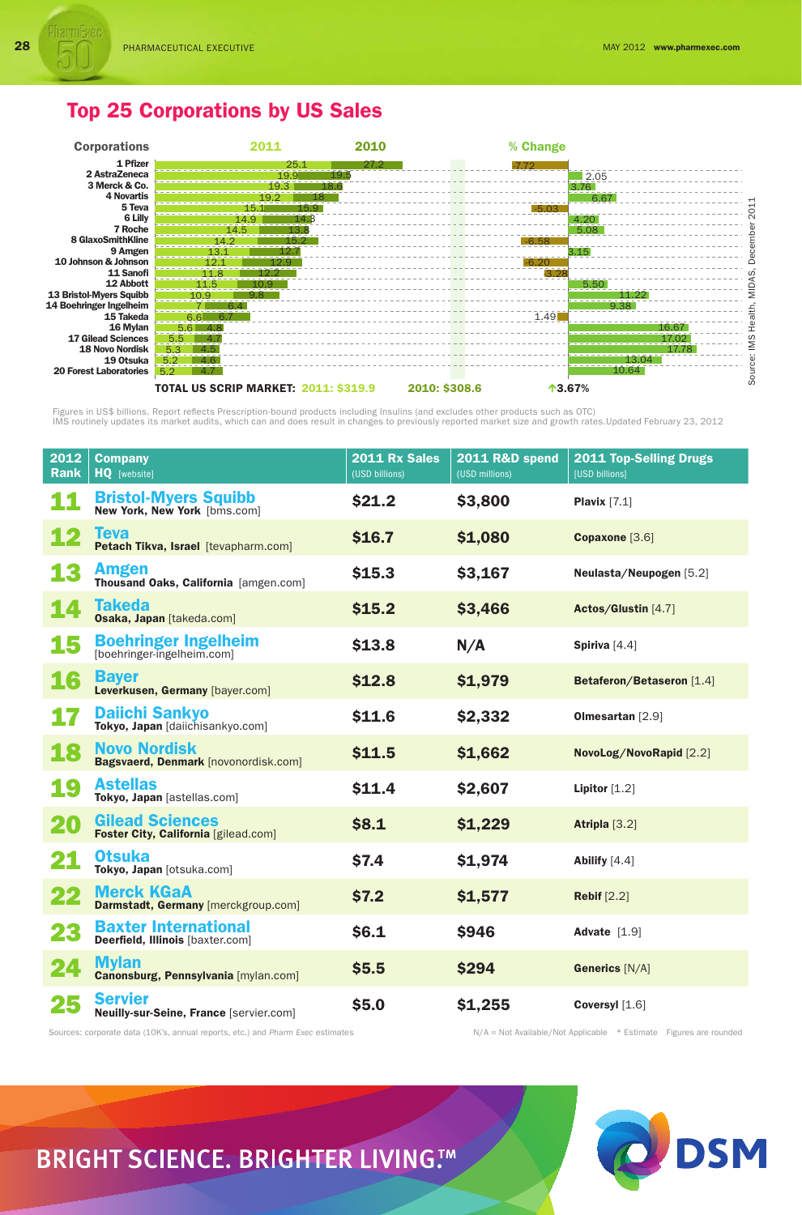## Top 25 Corporations by US Sales

| Corporations | 2011 | 2010 | % Change |
|---|---|---|---|
| 1 Pfizer | 25.1 | 27.2 | -7.72 |
| 2 AstraZeneca | 19.9 | 19.5 | 2.05 |
| 3 Merck & Co. | 19.3 | 18.6 | 3.76 |
| 4 Novartis | 19.2 | 18 | 6.67 |
| 5 Teva | 15.1 | 15.9 | -5.03 |
| 6 Lilly | 14.9 | 14.3 | 4.20 |
| 7 Roche | 14.5 | 13.8 | 5.08 |
| 8 GlaxoSmithKline | 14.2 | 15.2 | -6.58 |
| 9 Amgen | 13.1 | 12.7 | 3.15 |
| 10 Johnson & Johnson | 12.1 | 12.9 | -6.20 |
| 11 Sanofi | 11.8 | 12.2 | -3.28 |
| 12 Abbott | 11.5 | 10.9 | 5.50 |
| 13 Bristol-Myers Squibb | 10.9 | 9.8 | 11.22 |
| 14 Boehringer Ingelheim | 7 | 6.4 | 9.38 |
| 15 Takeda | 6.6 | 6.7 | 1.49 |
| 16 Mylan | 5.6 | 4.8 | 16.67 |
| 17 Gilead Sciences | 5.5 | 4.7 | 17.02 |
| 18 Novo Nordisk | 5.3 | 4.5 | 17.78 |
| 19 Otsuka | 5.2 | 4.6 | 13.04 |
| 20 Forest Laboratories | 5.2 | 4.7 | 10.64 |

**TOTAL US SCRIP MARKET: 2011: $319.9 2010: $308.6 ↑3.67%**

Source: IMS Health, MIDAS, December 2011

Figures in US$ billions. Report reflects Prescription-bound products including Insulins (and excludes other products such as OTC)
IMS routinely updates its market audits, which can and does result in changes to previously reported market size and growth rates.Updated February 23, 2012

| 2012 Rank | Company HQ [website] | 2011 Rx Sales (USD billions) | 2011 R&D spend (USD millions) | 2011 Top-Selling Drugs [USD billions] |
|---|---|---|---|---|
| 11 | **Bristol-Myers Squibb** New York, New York [bms.com] | $21.2 | $3,800 | **Plavix** [7.1] |
| 12 | **Teva** Petach Tikva, Israel [tevapharm.com] | $16.7 | $1,080 | **Copaxone** [3.6] |
| 13 | **Amgen** Thousand Oaks, California [amgen.com] | $15.3 | $3,167 | **Neulasta/Neupogen** [5.2] |
| 14 | **Takeda** Osaka, Japan [takeda.com] | $15.2 | $3,466 | **Actos/Glustin** [4.7] |
| 15 | **Boehringer Ingelheim** [boehringer-ingelheim.com] | $13.8 | N/A | **Spiriva** [4.4] |
| 16 | **Bayer** Leverkusen, Germany [bayer.com] | $12.8 | $1,979 | **Betaferon/Betaseron** [1.4] |
| 17 | **Daiichi Sankyo** Tokyo, Japan [daiichisankyo.com] | $11.6 | $2,332 | **Olmesartan** [2.9] |
| 18 | **Novo Nordisk** Bagsvaerd, Denmark [novonordisk.com] | $11.5 | $1,662 | **NovoLog/NovoRapid** [2.2] |
| 19 | **Astellas** Tokyo, Japan [astellas.com] | $11.4 | $2,607 | **Lipitor** [1.2] |
| 20 | **Gilead Sciences** Foster City, California [gilead.com] | $8.1 | $1,229 | **Atripla** [3.2] |
| 21 | **Otsuka** Tokyo, Japan [otsuka.com] | $7.4 | $1,974 | **Abilify** [4.4] |
| 22 | **Merck KGaA** Darmstadt, Germany [merckgroup.com] | $7.2 | $1,577 | **Rebif** [2.2] |
| 23 | **Baxter International** Deerfield, Illinois [baxter.com] | $6.1 | $946 | **Advate** [1.9] |
| 24 | **Mylan** Canonsburg, Pennsylvania [mylan.com] | $5.5 | $294 | **Generics** [N/A] |
| 25 | **Servier** Neuilly-sur-Seine, France [servier.com] | $5.0 | $1,255 | **Coversyl** [1.6] |

Sources: corporate data (10K's, annual reports, etc.) and *Pharm Exec* estimates

N/A = Not Available/Not Applicable * Estimate Figures are rounded

BRIGHT SCIENCE. BRIGHTER LIVING.™

DSM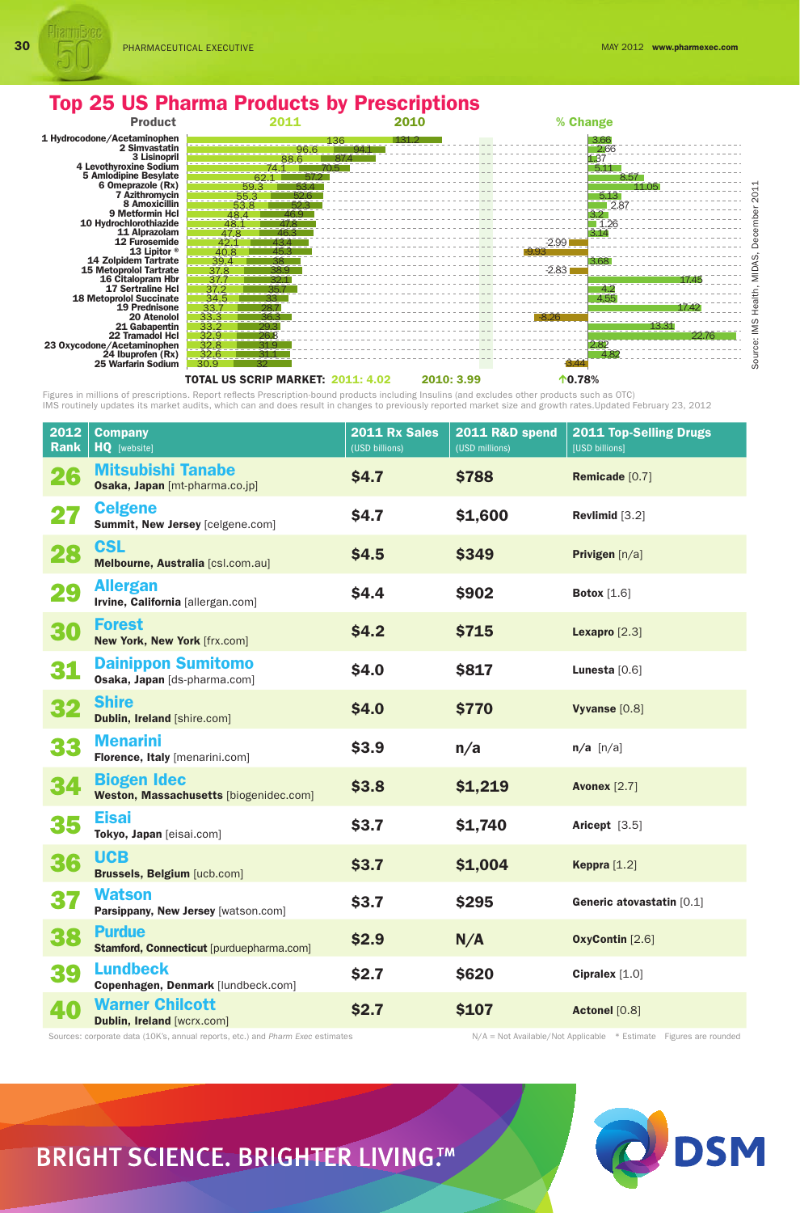## Top 25 US Pharma Products by Prescriptions

| Product | 2011 | 2010 | % Change |
|---|---|---|---|
| 1 Hydrocodone/Acetaminophen | 136 | 131.2 | 3.66 |
| 2 Simvastatin | 96.6 | 94.1 | 2.66 |
| 3 Lisinopril | 88.6 | 87.4 | 1.37 |
| 4 Levothyroxine Sodium | 74.1 | 70.5 | 5.11 |
| 5 Amlodipine Besylate | 62.1 | 57.2 | 8.57 |
| 6 Omeprazole (Rx) | 59.3 | 53.4 | 11.05 |
| 7 Azithromycin | 55.3 | 52.6 | 5.13 |
| 8 Amoxicillin | 53.8 | 52.3 | 2.87 |
| 9 Metformin Hcl | 48.4 | 46.9 | 3.2 |
| 10 Hydrochlorothiazide | 48.1 | 47.8 | 1.26 |
| 11 Alprazolam | 47.8 | 46.3 | 3.14 |
| 12 Furosemide | 42.1 | 43.4 | -2.99 |
| 13 Lipitor ® | 40.8 | 45.3 | -9.93 |
| 14 Zolpidem Tartrate | 39.4 | 38 | 3.68 |
| 15 Metoprolol Tartrate | 37.8 | 38.9 | -2.83 |
| 16 Citalopram Hbr | 37.7 | 32.1 | 17.45 |
| 17 Sertraline Hcl | 37.2 | 35.7 | 4.2 |
| 18 Metoprolol Succinate | 34.5 | 33 | 4.55 |
| 19 Prednisone | 33.7 | 28.7 | 17.42 |
| 20 Atenolol | 33.3 | 36.3 | -8.26 |
| 21 Gabapentin | 33.2 | 29.3 | 13.31 |
| 22 Tramadol Hcl | 32.9 | 26.8 | 22.76 |
| 23 Oxycodone/Acetaminophen | 32.8 | 31.9 | 2.82 |
| 24 Ibuprofen (Rx) | 32.6 | 31.1 | 4.82 |
| 25 Warfarin Sodium | 30.9 | 32 | -3.44 |

**TOTAL US SCRIP MARKET: 2011: 4.02 2010: 3.99 ↑0.78%**

Figures in millions of prescriptions. Report reflects Prescription-bound products including Insulins (and excludes other products such as OTC)
IMS routinely updates its market audits, which can and does result in changes to previously reported market size and growth rates.Updated February 23, 2012

Source: IMS Health, MIDAS, December 2011

| 2012 Rank | Company HQ [website] | 2011 Rx Sales (USD billions) | 2011 R&D spend (USD millions) | 2011 Top-Selling Drugs [USD billions] |
|---|---|---|---|---|
| 26 | **Mitsubishi Tanabe** Osaka, Japan [mt-pharma.co.jp] | $4.7 | $788 | Remicade [0.7] |
| 27 | **Celgene** Summit, New Jersey [celgene.com] | $4.7 | $1,600 | Revlimid [3.2] |
| 28 | **CSL** Melbourne, Australia [csl.com.au] | $4.5 | $349 | Privigen [n/a] |
| 29 | **Allergan** Irvine, California [allergan.com] | $4.4 | $902 | Botox [1.6] |
| 30 | **Forest** New York, New York [frx.com] | $4.2 | $715 | Lexapro [2.3] |
| 31 | **Dainippon Sumitomo** Osaka, Japan [ds-pharma.com] | $4.0 | $817 | Lunesta [0.6] |
| 32 | **Shire** Dublin, Ireland [shire.com] | $4.0 | $770 | Vyvanse [0.8] |
| 33 | **Menarini** Florence, Italy [menarini.com] | $3.9 | n/a | n/a [n/a] |
| 34 | **Biogen Idec** Weston, Massachusetts [biogenidec.com] | $3.8 | $1,219 | Avonex [2.7] |
| 35 | **Eisai** Tokyo, Japan [eisai.com] | $3.7 | $1,740 | Aricept [3.5] |
| 36 | **UCB** Brussels, Belgium [ucb.com] | $3.7 | $1,004 | Keppra [1.2] |
| 37 | **Watson** Parsippany, New Jersey [watson.com] | $3.7 | $295 | Generic atovastatin [0.1] |
| 38 | **Purdue** Stamford, Connecticut [purduepharma.com] | $2.9 | N/A | OxyContin [2.6] |
| 39 | **Lundbeck** Copenhagen, Denmark [lundbeck.com] | $2.7 | $620 | Cipralex [1.0] |
| 40 | **Warner Chilcott** Dublin, Ireland [wcrx.com] | $2.7 | $107 | Actonel [0.8] |

Sources: corporate data (10K's, annual reports, etc.) and *Pharm Exec* estimates

N/A = Not Available/Not Applicable * Estimate Figures are rounded

BRIGHT SCIENCE. BRIGHTER LIVING.™ DSM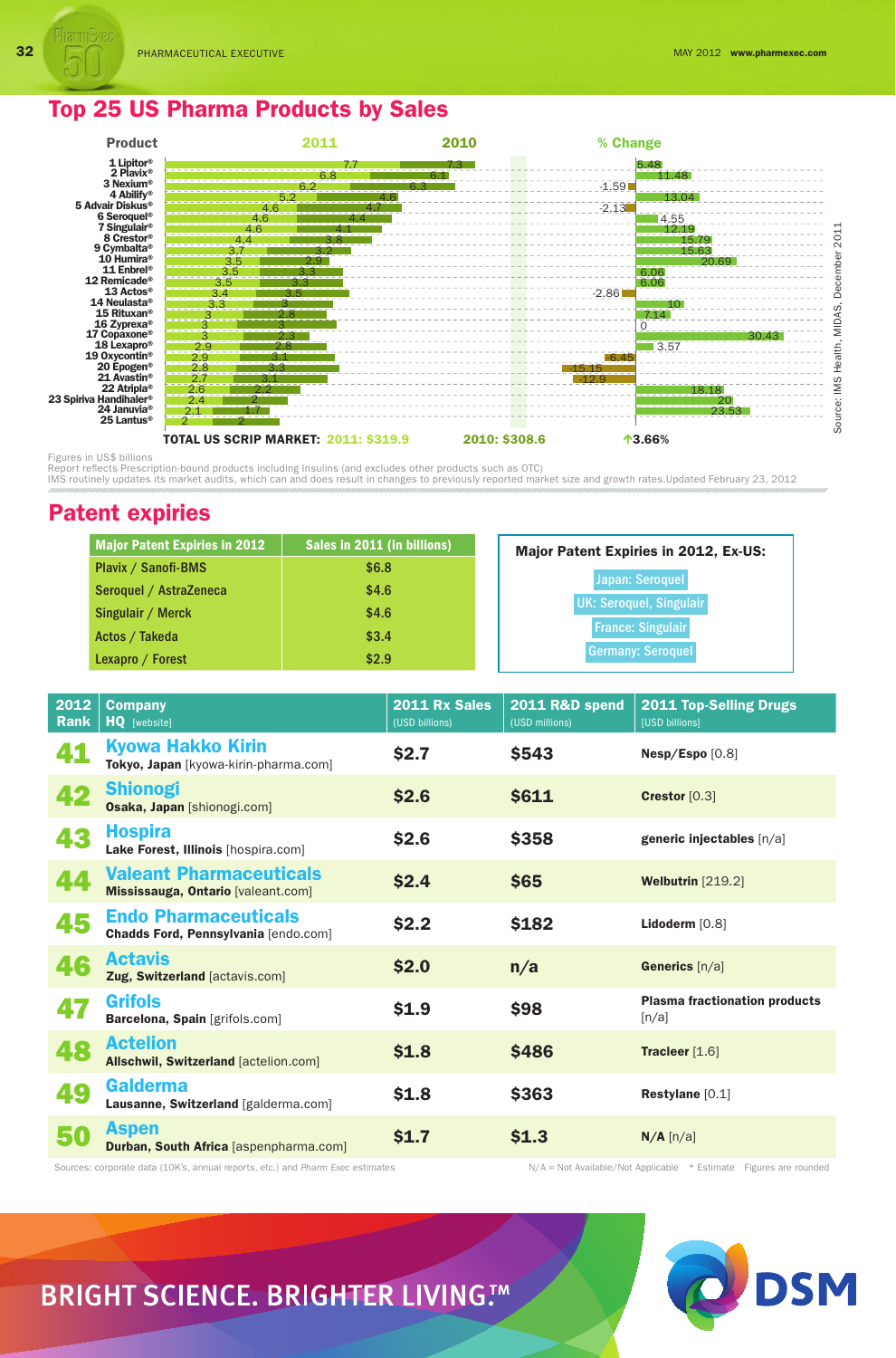## Top 25 US Pharma Products by Sales

| Product | 2011 | 2010 | % Change |
|---|---|---|---|
| 1 Lipitor® | 7.7 | 7.3 | 5.48 |
| 2 Plavix® | 6.8 | 6.1 | 11.48 |
| 3 Nexium® | 6.2 | 6.3 | -1.59 |
| 4 Abilify® | 5.2 | 4.6 | 13.04 |
| 5 Advair Diskus® | 4.6 | 4.7 | -2.13 |
| 6 Seroquel® | 4.6 | 4.4 | 4.55 |
| 7 Singulair® | 4.6 | 4.1 | 12.19 |
| 8 Crestor® | 4.4 | 3.8 | 15.79 |
| 9 Cymbalta® | 3.7 | 3.2 | 15.63 |
| 10 Humira® | 3.5 | 2.9 | 20.69 |
| 11 Enbrel® | 3.5 | 3.3 | 6.06 |
| 12 Remicade® | 3.5 | 3.3 | 6.06 |
| 13 Actos® | 3.4 | 3.5 | -2.86 |
| 14 Neulasta® | 3.3 | 3 | 10 |
| 15 Rituxan® | 3 | 2.8 | 7.14 |
| 16 Zyprexa® | 3 | 3 | 0 |
| 17 Copaxone® | 3 | 2.3 | 30.43 |
| 18 Lexapro® | 2.9 | 2.8 | 3.57 |
| 19 Oxycontin® | 2.9 | 3.1 | -6.45 |
| 20 Epogen® | 2.8 | 3.3 | -15.15 |
| 21 Avastin® | 2.7 | 3.1 | -12.9 |
| 22 Atripla® | 2.6 | 2.2 | 18.18 |
| 23 Spiriva Handihaler® | 2.4 | 2 | 20 |
| 24 Januvia® | 2.1 | 1.7 | 23.53 |
| 25 Lantus® | 2 | 2 | |
| **TOTAL US SCRIP MARKET:** | **2011: $319.9** | **2010: $308.6** | **↑3.66%** |

Source: IMS Health, MIDAS, December 2011

Figures in US$ billions
Report reflects Prescription-bound products including Insulins (and excludes other products such as OTC)
IMS routinely updates its market audits, which can and does result in changes to previously reported market size and growth rates.Updated February 23, 2012

## Patent expiries

| Major Patent Expiries in 2012 | Sales in 2011 (in billions) |
|---|---|
| Plavix / Sanofi-BMS | $6.8 |
| Seroquel / AstraZeneca | $4.6 |
| Singulair / Merck | $4.6 |
| Actos / Takeda | $3.4 |
| Lexapro / Forest | $2.9 |

**Major Patent Expiries in 2012, Ex-US:**

- Japan: Seroquel
- UK: Seroquel, Singulair
- France: Singulair
- Germany: Seroquel

| 2012 Rank | Company HQ [website] | 2011 Rx Sales (USD billions) | 2011 R&D spend (USD millions) | 2011 Top-Selling Drugs [USD billions] |
|---|---|---|---|---|
| 41 | **Kyowa Hakko Kirin** Tokyo, Japan [kyowa-kirin-pharma.com] | $2.7 | $543 | Nesp/Espo [0.8] |
| 42 | **Shionogi** Osaka, Japan [shionogi.com] | $2.6 | $611 | Crestor [0.3] |
| 43 | **Hospira** Lake Forest, Illinois [hospira.com] | $2.6 | $358 | generic injectables [n/a] |
| 44 | **Valeant Pharmaceuticals** Mississauga, Ontario [valeant.com] | $2.4 | $65 | Welbutrin [219.2] |
| 45 | **Endo Pharmaceuticals** Chadds Ford, Pennsylvania [endo.com] | $2.2 | $182 | Lidoderm [0.8] |
| 46 | **Actavis** Zug, Switzerland [actavis.com] | $2.0 | n/a | Generics [n/a] |
| 47 | **Grifols** Barcelona, Spain [grifols.com] | $1.9 | $98 | Plasma fractionation products [n/a] |
| 48 | **Actelion** Allschwil, Switzerland [actelion.com] | $1.8 | $486 | Tracleer [1.6] |
| 49 | **Galderma** Lausanne, Switzerland [galderma.com] | $1.8 | $363 | Restylane [0.1] |
| 50 | **Aspen** Durban, South Africa [aspenpharma.com] | $1.7 | $1.3 | N/A [n/a] |

Sources: corporate data (10K's, annual reports, etc.) and *Pharm Exec* estimates

N/A = Not Available/Not Applicable * Estimate Figures are rounded

BRIGHT SCIENCE. BRIGHTER LIVING.™ DSM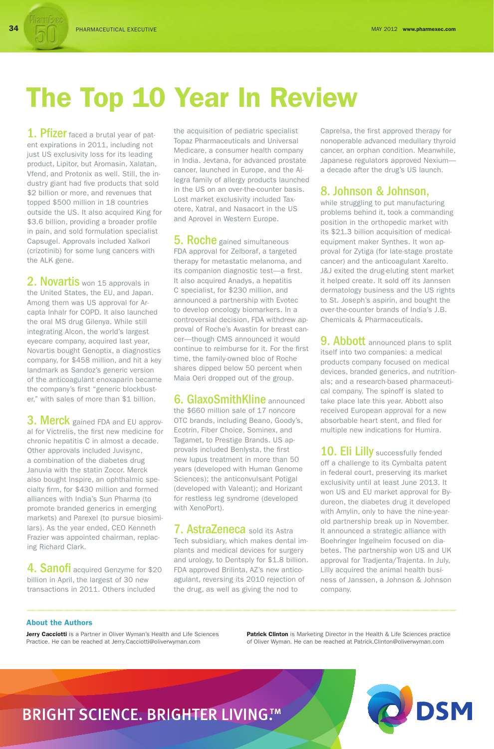# The Top 10 Year In Review

**1. Pfizer** faced a brutal year of patent expirations in 2011, including not just US exclusivity loss for its leading product, Lipitor, but Aromasin, Xalatan, Vfend, and Protonix as well. Still, the industry giant had five products that sold $2 billion or more, and revenues that topped $500 million in 18 countries outside the US. It also acquired King for $3.6 billion, providing a broader profile in pain, and sold formulation specialist Capsugel. Approvals included Xalkori (crizotinib) for some lung cancers with the ALK gene.

**2. Novartis** won 15 approvals in the United States, the EU, and Japan. Among them was US approval for Arcapta Inhalr for COPD. It also launched the oral MS drug Gilenya. While still integrating Alcon, the world's largest eyecare company, acquired last year, Novartis bought Genoptix, a diagnostics company, for $458 million, and hit a key landmark as Sandoz's generic version of the anticoagulant enoxaparin became the company's first "generic blockbuster," with sales of more than $1 billion.

**3. Merck** gained FDA and EU approval for Victrelis, the first new medicine for chronic hepatitis C in almost a decade. Other approvals included Juvisync, a combination of the diabetes drug Januvia with the statin Zocor. Merck also bought Inspire, an ophthalmic specialty firm, for $430 million and formed alliances with India's Sun Pharma (to promote branded generics in emerging markets) and Parexel (to pursue biosimilars). As the year ended, CEO Kenneth Frazier was appointed chairman, replacing Richard Clark.

**4. Sanofi** acquired Genzyme for $20 billion in April, the largest of 30 new transactions in 2011. Others included the acquisition of pediatric specialist Topaz Pharmaceuticals and Universal Medicare, a consumer health company in India. Jevtana, for advanced prostate cancer, launched in Europe, and the Allegra family of allergy products launched in the US on an over-the-counter basis. Lost market exclusivity included Taxotere, Xatral, and Nasacort in the US and Aprovel in Western Europe.

**5. Roche** gained simultaneous FDA approval for Zelboraf, a targeted therapy for metastatic melanoma, and its companion diagnostic test—a first. It also acquired Anadys, a hepatitis C specialist, for $230 million, and announced a partnership with Evotec to develop oncology biomarkers. In a controversial decision, FDA withdrew approval of Roche's Avastin for breast cancer—though CMS announced it would continue to reimburse for it. For the first time, the family-owned bloc of Roche shares dipped below 50 percent when Maia Oeri dropped out of the group.

**6. GlaxoSmithKline** announced the $660 million sale of 17 noncore OTC brands, including Beano, Goody's, Ecotrin, Fiber Choice, Sominex, and Tagamet, to Prestige Brands. US approvals included Benlysta, the first new lupus treatment in more than 50 years (developed with Human Genome Sciences); the anticonvulsant Potigal (developed with Valeant); and Horizant for restless leg syndrome (developed with XenoPort).

**7. AstraZeneca** sold its Astra Tech subsidiary, which makes dental implants and medical devices for surgery and urology, to Dentsply for $1.8 billion. FDA approved Brilinta, AZ's new anticoagulant, reversing its 2010 rejection of the drug, as well as giving the nod to Caprelsa, the first approved therapy for nonoperable advanced medullary thyroid cancer, an orphan condition. Meanwhile, Japanese regulators approved Nexium—a decade after the drug's US launch.

**8. Johnson & Johnson,** while struggling to put manufacturing problems behind it, took a commanding position in the orthopedic market with its $21.3 billion acquisition of medical-equipment maker Synthes. It won approval for Zytiga (for late-stage prostate cancer) and the anticoagulant Xarelto. J&J exited the drug-eluting stent market it helped create. It sold off its Jannsen dermatology business and the US rights to St. Joseph's aspirin, and bought the over-the-counter brands of India's J.B. Chemicals & Pharmaceuticals.

**9. Abbott** announced plans to split itself into two companies: a medical products company focused on medical devices, branded generics, and nutritionals; and a research-based pharmaceutical company. The spinoff is slated to take place late this year. Abbott also received European approval for a new absorbable heart stent, and filed for multiple new indications for Humira.

**10. Eli Lilly** successfully fended off a challenge to its Cymbalta patent in federal court, preserving its market exclusivity until at least June 2013. It won US and EU market approval for Bydureon, the diabetes drug it developed with Amylin, only to have the nine-year-old partnership break up in November. It announced a strategic alliance with Boehringer Ingelheim focused on diabetes. The partnership won US and UK approval for Tradjenta/Trajenta. In July, Lilly acquired the animal health business of Janssen, a Johnson & Johnson company.

### About the Authors

**Jerry Cacciotti** is a Partner in Oliver Wyman's Health and Life Sciences Practice. He can be reached at Jerry.Cacciotti@oliverwyman.com

**Patrick Clinton** is Marketing Director in the Health & Life Sciences practice of Oliver Wyman. He can be reached at Patrick.Clinton@oliverwyman.com

BRIGHT SCIENCE. BRIGHTER LIVING.™

DSM